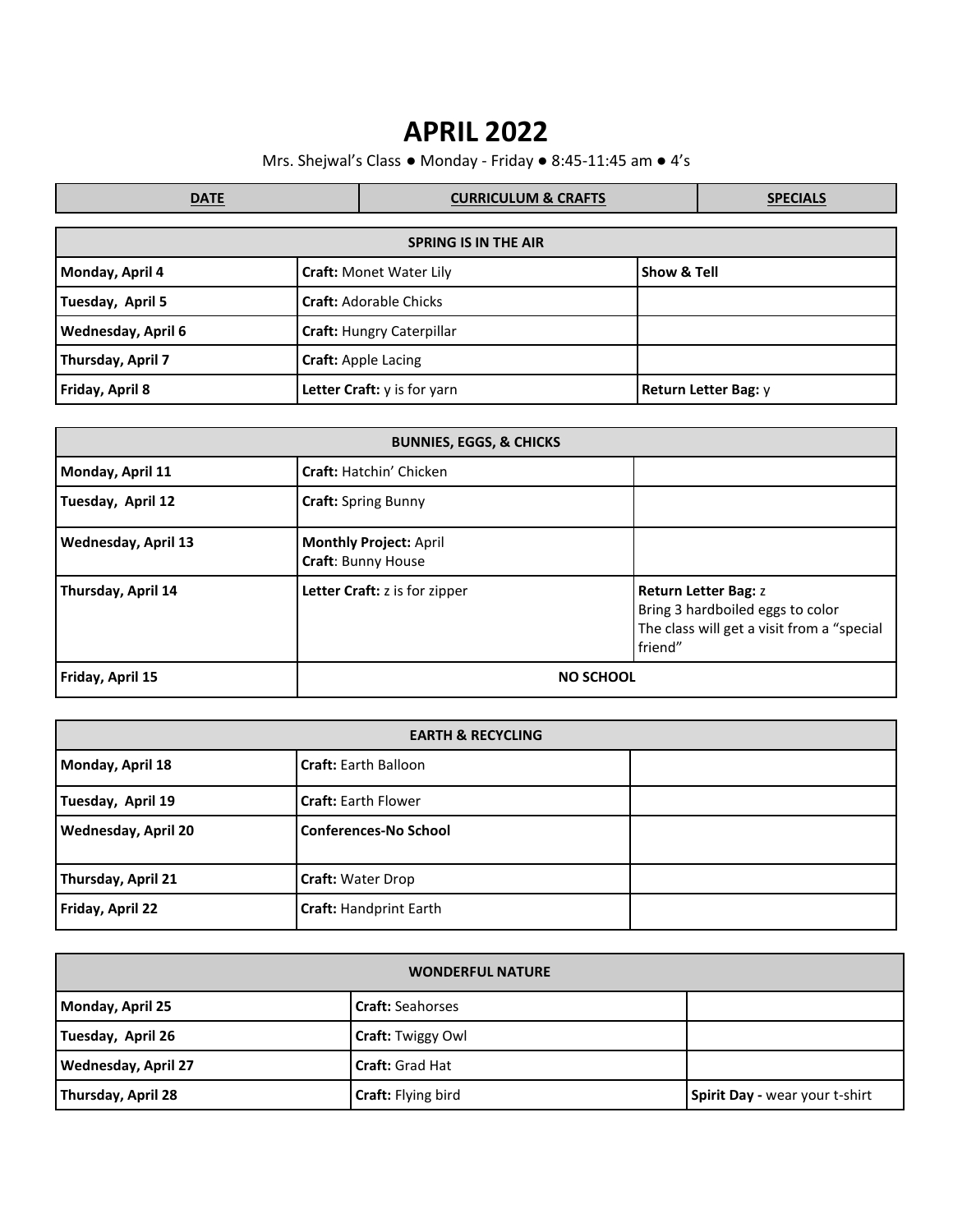# APRIL 2022

Mrs. Shejwal's Class ● Monday - Friday ● 8:45-11:45 am ● 4's

| DATE | CURRICULUM & CRAFTS | SPECIALS |
|---|---|---|
| **SPRING IS IN THE AIR** | | |
| Monday, April 4 | **Craft:** Monet Water Lily | **Show & Tell** |
| Tuesday, April 5 | **Craft:** Adorable Chicks | |
| Wednesday, April 6 | **Craft:** Hungry Caterpillar | |
| Thursday, April 7 | **Craft:** Apple Lacing | |
| Friday, April 8 | **Letter Craft:** y is for yarn | **Return Letter Bag:** y |
| **BUNNIES, EGGS, & CHICKS** | | |
| Monday, April 11 | **Craft:** Hatchin' Chicken | |
| Tuesday, April 12 | **Craft:** Spring Bunny | |
| Wednesday, April 13 | **Monthly Project:** April<br>**Craft**: Bunny House | |
| Thursday, April 14 | **Letter Craft:** z is for zipper | **Return Letter Bag:** z<br>Bring 3 hardboiled eggs to color<br>The class will get a visit from a "special friend" |
| Friday, April 15 | **NO SCHOOL** | |
| **EARTH & RECYCLING** | | |
| Monday, April 18 | **Craft:** Earth Balloon | |
| Tuesday, April 19 | **Craft:** Earth Flower | |
| Wednesday, April 20 | **Conferences-No School** | |
| Thursday, April 21 | **Craft:** Water Drop | |
| Friday, April 22 | **Craft:** Handprint Earth | |
| **WONDERFUL NATURE** | | |
| Monday, April 25 | **Craft:** Seahorses | |
| Tuesday, April 26 | **Craft:** Twiggy Owl | |
| Wednesday, April 27 | **Craft:** Grad Hat | |
| Thursday, April 28 | **Craft:** Flying bird | **Spirit Day -** wear your t-shirt |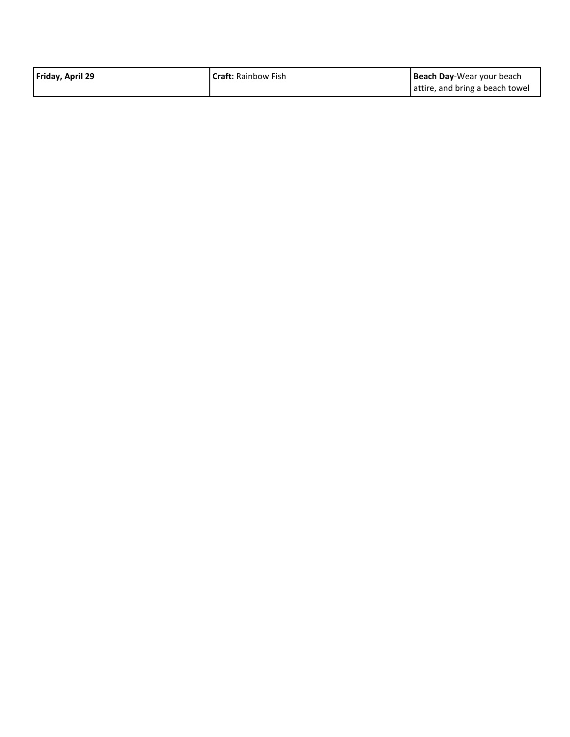| | | |
|---|---|---|
| **Friday, April 29** | **Craft:** Rainbow Fish | **Beach Day**-Wear your beach attire, and bring a beach towel |